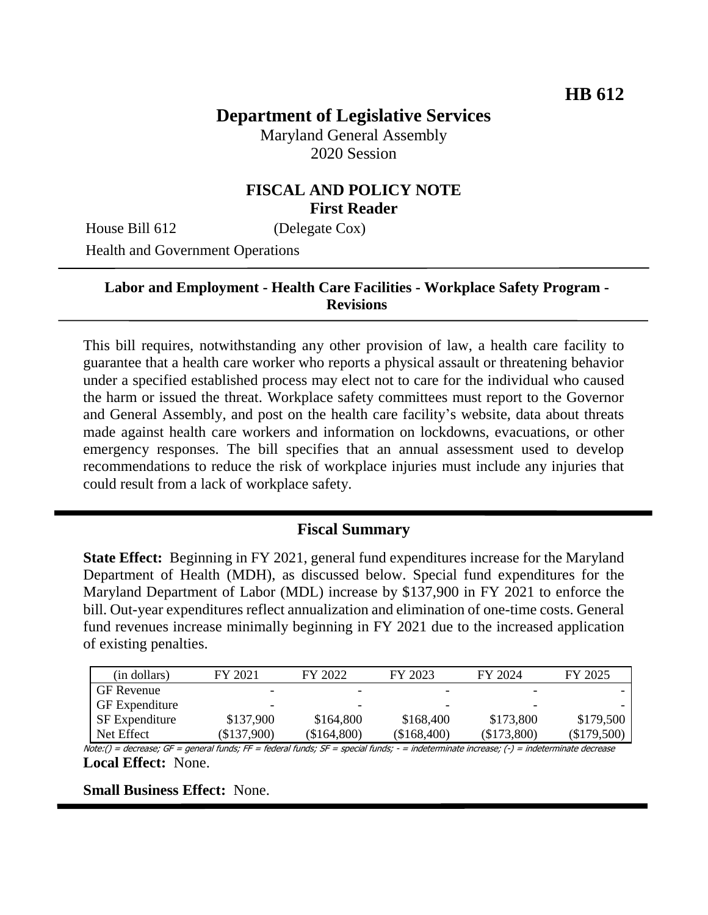**HB 612**

# Department of Legislative Services

Maryland General Assembly
2020 Session

## FISCAL AND POLICY NOTE
**First Reader**

House Bill 612 (Delegate Cox)
Health and Government Operations

---

**Labor and Employment - Health Care Facilities - Workplace Safety Program - Revisions**

---

This bill requires, notwithstanding any other provision of law, a health care facility to guarantee that a health care worker who reports a physical assault or threatening behavior under a specified established process may elect not to care for the individual who caused the harm or issued the threat. Workplace safety committees must report to the Governor and General Assembly, and post on the health care facility's website, data about threats made against health care workers and information on lockdowns, evacuations, or other emergency responses. The bill specifies that an annual assessment used to develop recommendations to reduce the risk of workplace injuries must include any injuries that could result from a lack of workplace safety.

---

## Fiscal Summary

**State Effect:** Beginning in FY 2021, general fund expenditures increase for the Maryland Department of Health (MDH), as discussed below. Special fund expenditures for the Maryland Department of Labor (MDL) increase by $137,900 in FY 2021 to enforce the bill. Out-year expenditures reflect annualization and elimination of one-time costs. General fund revenues increase minimally beginning in FY 2021 due to the increased application of existing penalties.

| (in dollars) | FY 2021 | FY 2022 | FY 2023 | FY 2024 | FY 2025 |
|---|---|---|---|---|---|
| GF Revenue | - | - | - | - | - |
| GF Expenditure | - | - | - | - | - |
| SF Expenditure | $137,900 | $164,800 | $168,400 | $173,800 | $179,500 |
| Net Effect | ($137,900) | ($164,800) | ($168,400) | ($173,800) | ($179,500) |

*Note:() = decrease; GF = general funds; FF = federal funds; SF = special funds; - = indeterminate increase; (-) = indeterminate decrease*

**Local Effect:** None.

**Small Business Effect:** None.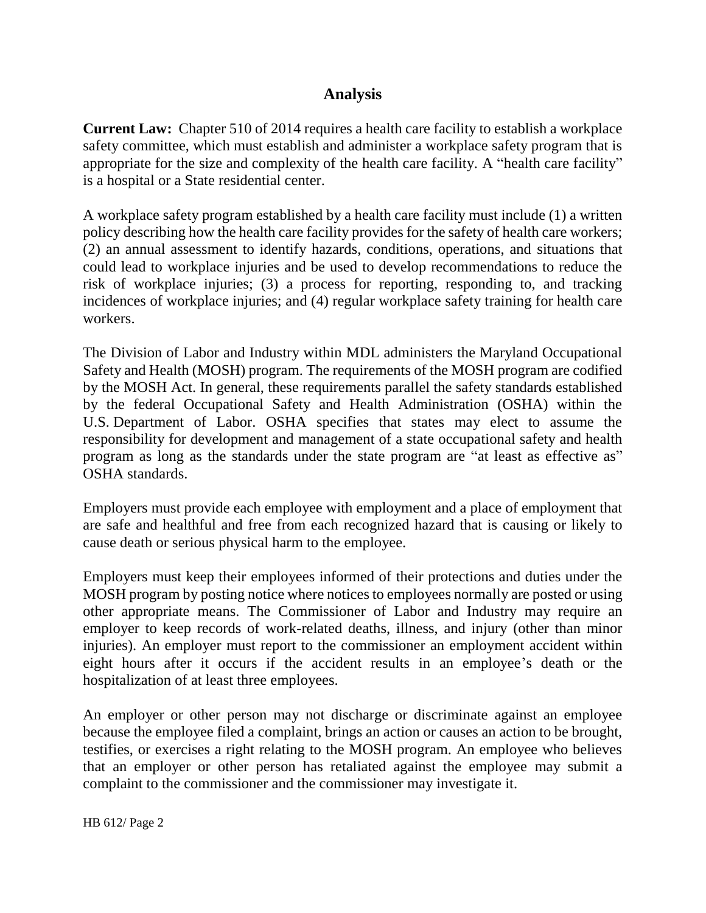## Analysis

**Current Law:** Chapter 510 of 2014 requires a health care facility to establish a workplace safety committee, which must establish and administer a workplace safety program that is appropriate for the size and complexity of the health care facility. A "health care facility" is a hospital or a State residential center.

A workplace safety program established by a health care facility must include (1) a written policy describing how the health care facility provides for the safety of health care workers; (2) an annual assessment to identify hazards, conditions, operations, and situations that could lead to workplace injuries and be used to develop recommendations to reduce the risk of workplace injuries; (3) a process for reporting, responding to, and tracking incidences of workplace injuries; and (4) regular workplace safety training for health care workers.

The Division of Labor and Industry within MDL administers the Maryland Occupational Safety and Health (MOSH) program. The requirements of the MOSH program are codified by the MOSH Act. In general, these requirements parallel the safety standards established by the federal Occupational Safety and Health Administration (OSHA) within the U.S. Department of Labor. OSHA specifies that states may elect to assume the responsibility for development and management of a state occupational safety and health program as long as the standards under the state program are "at least as effective as" OSHA standards.

Employers must provide each employee with employment and a place of employment that are safe and healthful and free from each recognized hazard that is causing or likely to cause death or serious physical harm to the employee.

Employers must keep their employees informed of their protections and duties under the MOSH program by posting notice where notices to employees normally are posted or using other appropriate means. The Commissioner of Labor and Industry may require an employer to keep records of work-related deaths, illness, and injury (other than minor injuries). An employer must report to the commissioner an employment accident within eight hours after it occurs if the accident results in an employee's death or the hospitalization of at least three employees.

An employer or other person may not discharge or discriminate against an employee because the employee filed a complaint, brings an action or causes an action to be brought, testifies, or exercises a right relating to the MOSH program. An employee who believes that an employer or other person has retaliated against the employee may submit a complaint to the commissioner and the commissioner may investigate it.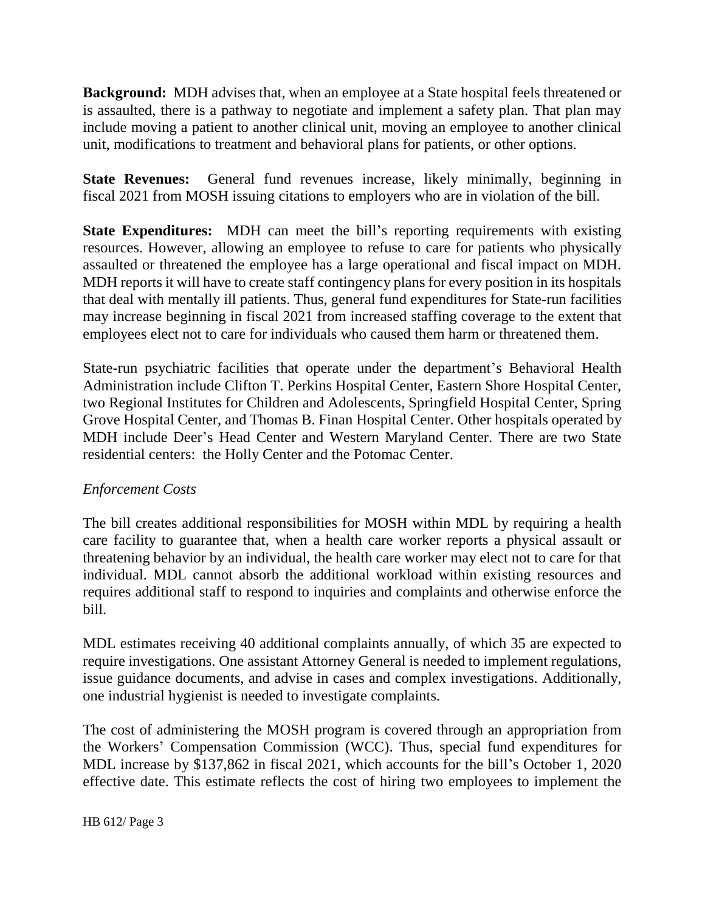**Background:** MDH advises that, when an employee at a State hospital feels threatened or is assaulted, there is a pathway to negotiate and implement a safety plan. That plan may include moving a patient to another clinical unit, moving an employee to another clinical unit, modifications to treatment and behavioral plans for patients, or other options.

**State Revenues:** General fund revenues increase, likely minimally, beginning in fiscal 2021 from MOSH issuing citations to employers who are in violation of the bill.

**State Expenditures:** MDH can meet the bill's reporting requirements with existing resources. However, allowing an employee to refuse to care for patients who physically assaulted or threatened the employee has a large operational and fiscal impact on MDH. MDH reports it will have to create staff contingency plans for every position in its hospitals that deal with mentally ill patients. Thus, general fund expenditures for State-run facilities may increase beginning in fiscal 2021 from increased staffing coverage to the extent that employees elect not to care for individuals who caused them harm or threatened them.

State-run psychiatric facilities that operate under the department's Behavioral Health Administration include Clifton T. Perkins Hospital Center, Eastern Shore Hospital Center, two Regional Institutes for Children and Adolescents, Springfield Hospital Center, Spring Grove Hospital Center, and Thomas B. Finan Hospital Center. Other hospitals operated by MDH include Deer's Head Center and Western Maryland Center. There are two State residential centers: the Holly Center and the Potomac Center.

*Enforcement Costs*

The bill creates additional responsibilities for MOSH within MDL by requiring a health care facility to guarantee that, when a health care worker reports a physical assault or threatening behavior by an individual, the health care worker may elect not to care for that individual. MDL cannot absorb the additional workload within existing resources and requires additional staff to respond to inquiries and complaints and otherwise enforce the bill.

MDL estimates receiving 40 additional complaints annually, of which 35 are expected to require investigations. One assistant Attorney General is needed to implement regulations, issue guidance documents, and advise in cases and complex investigations. Additionally, one industrial hygienist is needed to investigate complaints.

The cost of administering the MOSH program is covered through an appropriation from the Workers' Compensation Commission (WCC). Thus, special fund expenditures for MDL increase by $137,862 in fiscal 2021, which accounts for the bill's October 1, 2020 effective date. This estimate reflects the cost of hiring two employees to implement the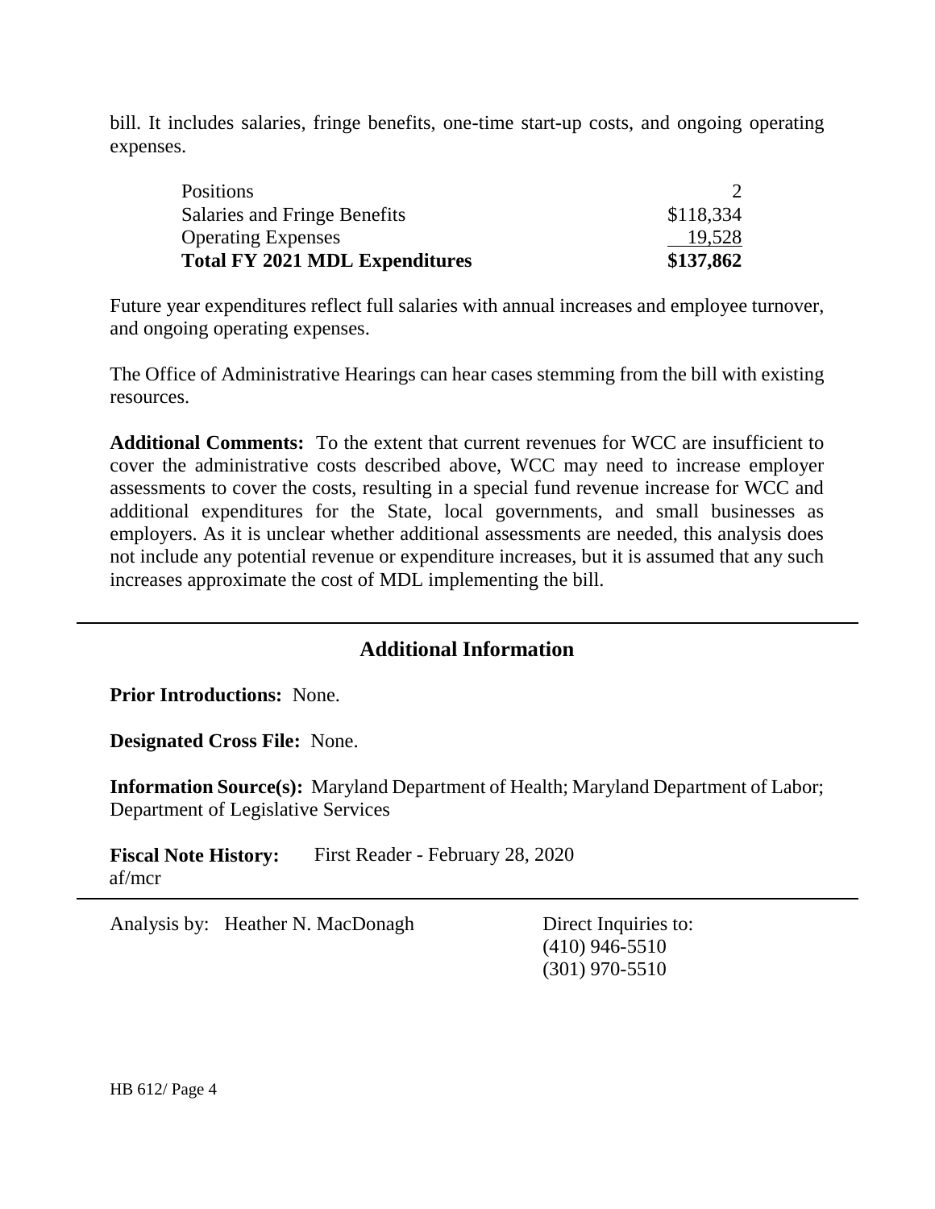bill. It includes salaries, fringe benefits, one-time start-up costs, and ongoing operating expenses.

| | |
|---|---|
| Positions | 2 |
| Salaries and Fringe Benefits | $118,334 |
| Operating Expenses | 19,528 |
| **Total FY 2021 MDL Expenditures** | **$137,862** |

Future year expenditures reflect full salaries with annual increases and employee turnover, and ongoing operating expenses.

The Office of Administrative Hearings can hear cases stemming from the bill with existing resources.

**Additional Comments:** To the extent that current revenues for WCC are insufficient to cover the administrative costs described above, WCC may need to increase employer assessments to cover the costs, resulting in a special fund revenue increase for WCC and additional expenditures for the State, local governments, and small businesses as employers. As it is unclear whether additional assessments are needed, this analysis does not include any potential revenue or expenditure increases, but it is assumed that any such increases approximate the cost of MDL implementing the bill.

## Additional Information

**Prior Introductions:** None.

**Designated Cross File:** None.

**Information Source(s):** Maryland Department of Health; Maryland Department of Labor; Department of Legislative Services

**Fiscal Note History:** First Reader - February 28, 2020
af/mcr

Analysis by: Heather N. MacDonagh

Direct Inquiries to:
(410) 946-5510
(301) 970-5510